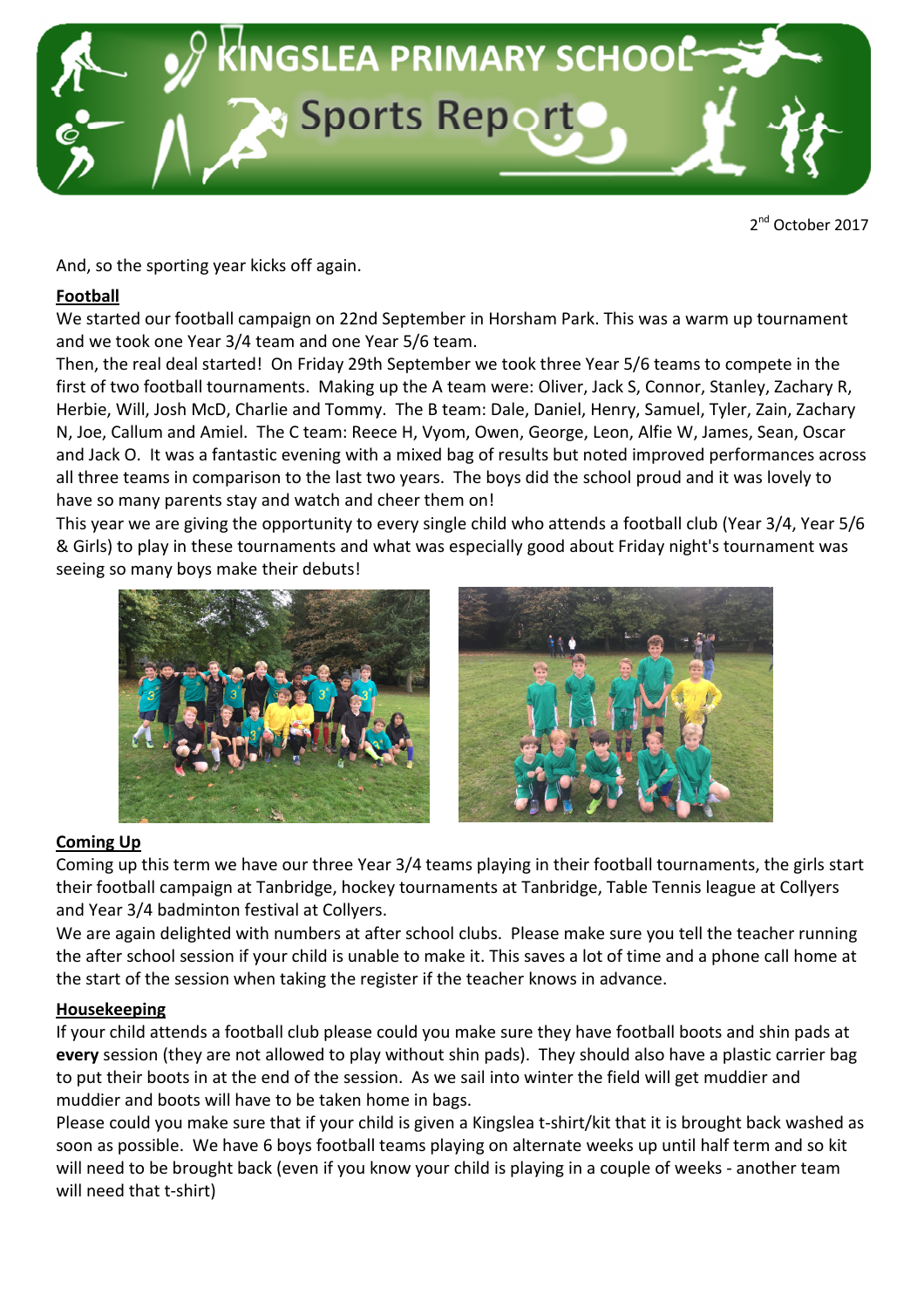# KINGSLEA PRIMARY SCHOOL

## Sports Report

2nd October 2017

And, so the sporting year kicks off again.

### Football

We started our football campaign on 22nd September in Horsham Park. This was a warm up tournament and we took one Year 3/4 team and one Year 5/6 team.

Then, the real deal started! On Friday 29th September we took three Year 5/6 teams to compete in the first of two football tournaments. Making up the A team were: Oliver, Jack S, Connor, Stanley, Zachary R, Herbie, Will, Josh McD, Charlie and Tommy. The B team: Dale, Daniel, Henry, Samuel, Tyler, Zain, Zachary N, Joe, Callum and Amiel. The C team: Reece H, Vyom, Owen, George, Leon, Alfie W, James, Sean, Oscar and Jack O. It was a fantastic evening with a mixed bag of results but noted improved performances across all three teams in comparison to the last two years. The boys did the school proud and it was lovely to have so many parents stay and watch and cheer them on!

This year we are giving the opportunity to every single child who attends a football club (Year 3/4, Year 5/6 & Girls) to play in these tournaments and what was especially good about Friday night's tournament was seeing so many boys make their debuts!

### Coming Up

Coming up this term we have our three Year 3/4 teams playing in their football tournaments, the girls start their football campaign at Tanbridge, hockey tournaments at Tanbridge, Table Tennis league at Collyers and Year 3/4 badminton festival at Collyers.

We are again delighted with numbers at after school clubs. Please make sure you tell the teacher running the after school session if your child is unable to make it. This saves a lot of time and a phone call home at the start of the session when taking the register if the teacher knows in advance.

### Housekeeping

If your child attends a football club please could you make sure they have football boots and shin pads at **every** session (they are not allowed to play without shin pads). They should also have a plastic carrier bag to put their boots in at the end of the session. As we sail into winter the field will get muddier and muddier and boots will have to be taken home in bags.

Please could you make sure that if your child is given a Kingslea t-shirt/kit that it is brought back washed as soon as possible. We have 6 boys football teams playing on alternate weeks up until half term and so kit will need to be brought back (even if you know your child is playing in a couple of weeks - another team will need that t-shirt)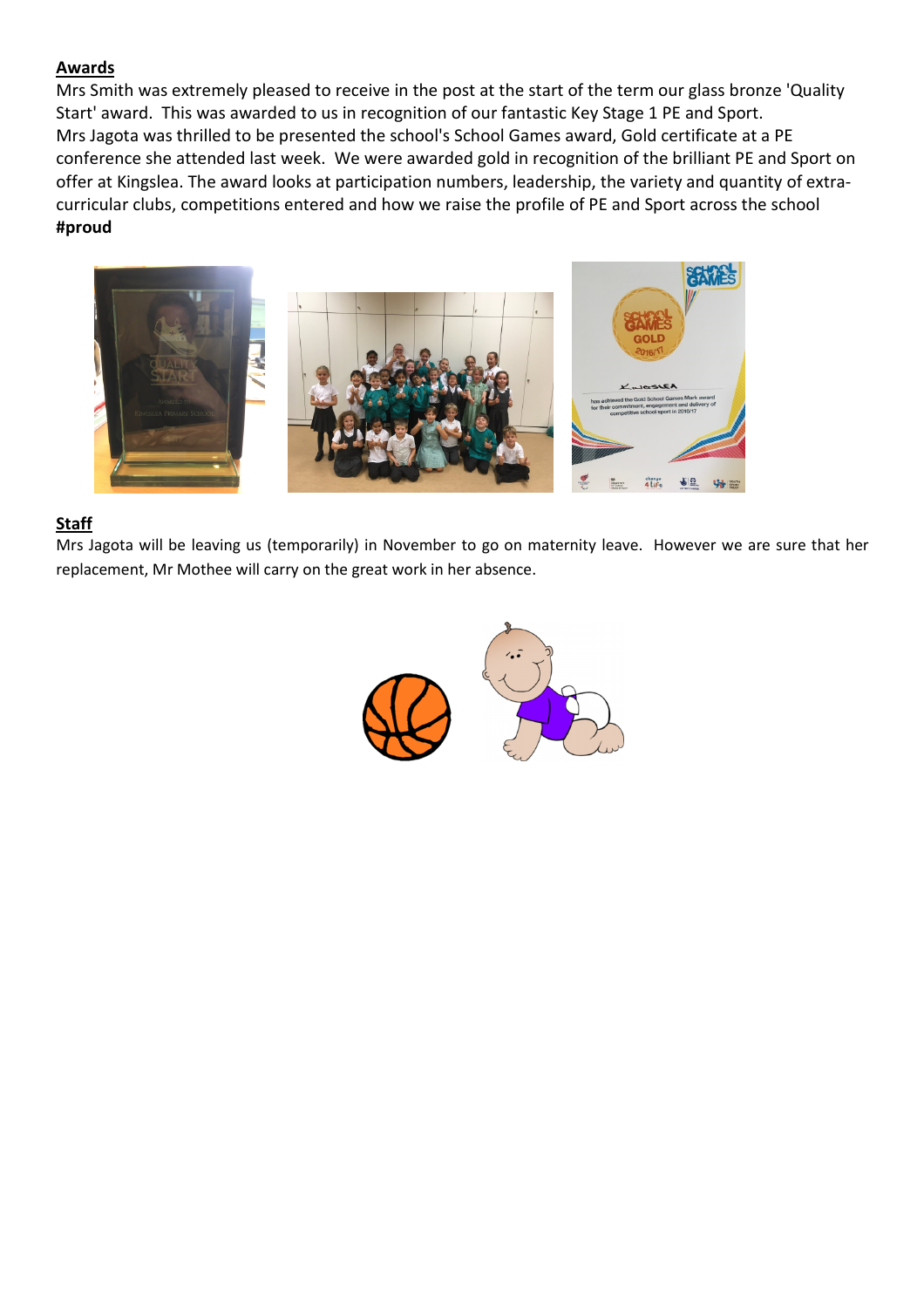**Awards**

Mrs Smith was extremely pleased to receive in the post at the start of the term our glass bronze 'Quality Start' award. This was awarded to us in recognition of our fantastic Key Stage 1 PE and Sport.

Mrs Jagota was thrilled to be presented the school's School Games award, Gold certificate at a PE conference she attended last week. We were awarded gold in recognition of the brilliant PE and Sport on offer at Kingslea. The award looks at participation numbers, leadership, the variety and quantity of extra-curricular clubs, competitions entered and how we raise the profile of PE and Sport across the school

**#proud**

**Staff**

Mrs Jagota will be leaving us (temporarily) in November to go on maternity leave. However we are sure that her replacement, Mr Mothee will carry on the great work in her absence.